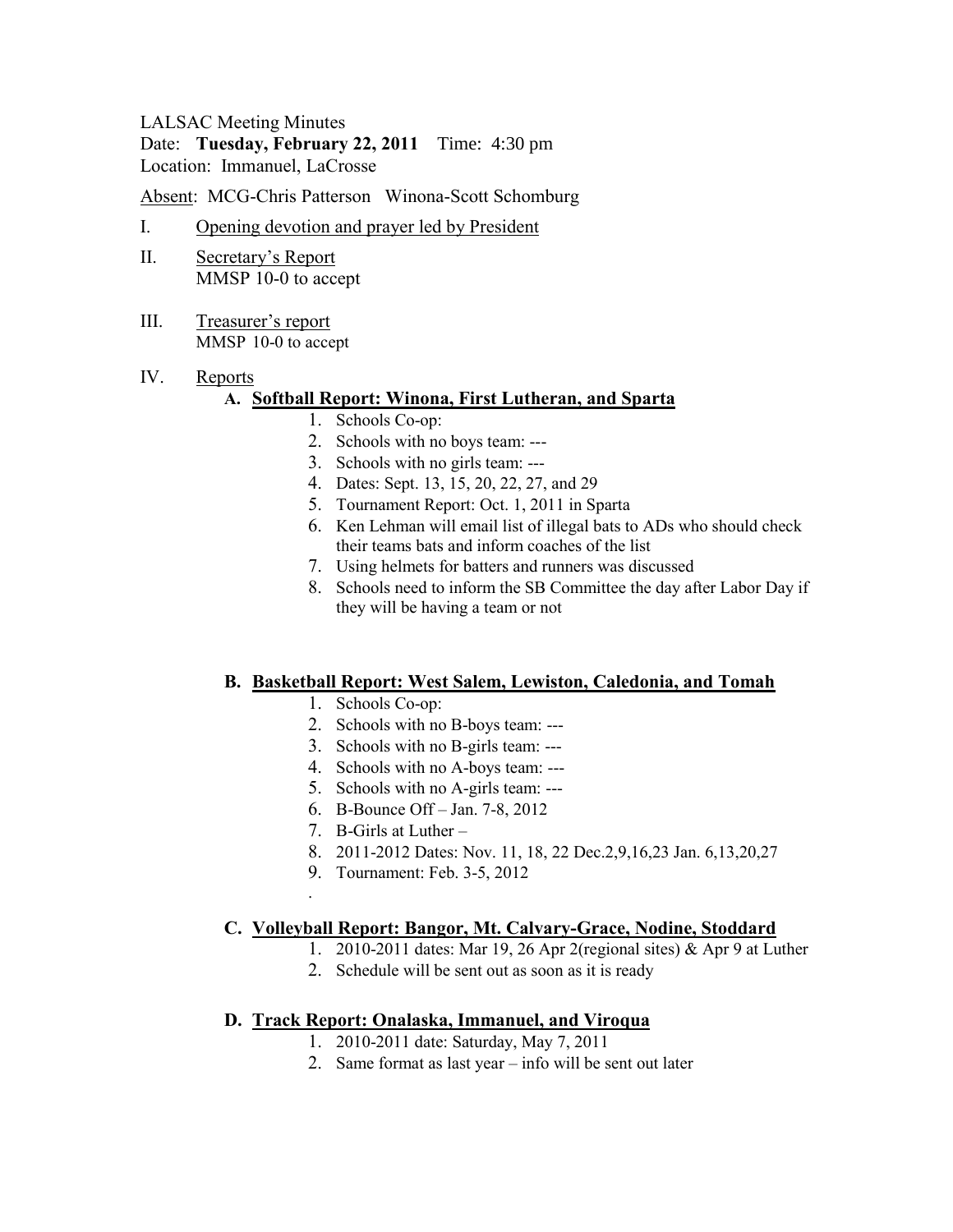LALSAC Meeting Minutes
Date: **Tuesday, February 22, 2011** Time: 4:30 pm
Location: Immanuel, LaCrosse

<u>Absent</u>: MCG-Chris Patterson Winona-Scott Schomburg

I. <u>Opening devotion and prayer led by President</u>

II. <u>Secretary's Report</u>
MMSP 10-0 to accept

III. <u>Treasurer's report</u>
MMSP 10-0 to accept

IV. <u>Reports</u>

**A. <u>Softball Report: Winona, First Lutheran, and Sparta</u>**

1. Schools Co-op:
2. Schools with no boys team: ---
3. Schools with no girls team: ---
4. Dates: Sept. 13, 15, 20, 22, 27, and 29
5. Tournament Report: Oct. 1, 2011 in Sparta
6. Ken Lehman will email list of illegal bats to ADs who should check their teams bats and inform coaches of the list
7. Using helmets for batters and runners was discussed
8. Schools need to inform the SB Committee the day after Labor Day if they will be having a team or not

**B. <u>Basketball Report: West Salem, Lewiston, Caledonia, and Tomah</u>**

1. Schools Co-op:
2. Schools with no B-boys team: ---
3. Schools with no B-girls team: ---
4. Schools with no A-boys team: ---
5. Schools with no A-girls team: ---
6. B-Bounce Off – Jan. 7-8, 2012
7. B-Girls at Luther –
8. 2011-2012 Dates: Nov. 11, 18, 22 Dec.2,9,16,23 Jan. 6,13,20,27
9. Tournament: Feb. 3-5, 2012

.

**C. <u>Volleyball Report: Bangor, Mt. Calvary-Grace, Nodine, Stoddard</u>**

1. 2010-2011 dates: Mar 19, 26 Apr 2(regional sites) & Apr 9 at Luther
2. Schedule will be sent out as soon as it is ready

**D. <u>Track Report: Onalaska, Immanuel, and Viroqua</u>**

1. 2010-2011 date: Saturday, May 7, 2011
2. Same format as last year – info will be sent out later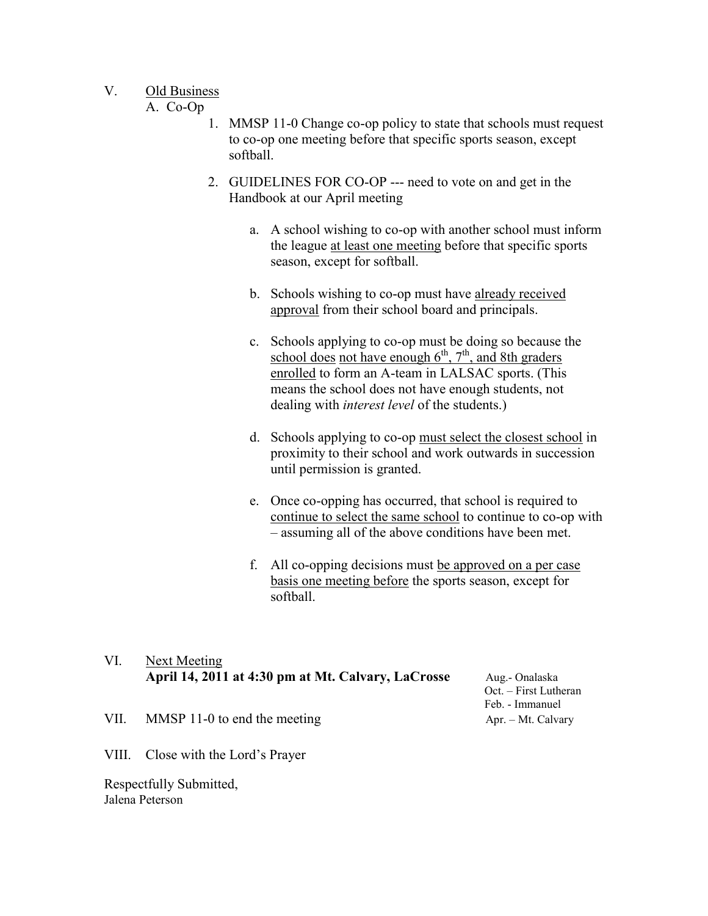V. <u>Old Business</u>

A. Co-Op

1. MMSP 11-0 Change co-op policy to state that schools must request to co-op one meeting before that specific sports season, except softball.

2. GUIDELINES FOR CO-OP --- need to vote on and get in the Handbook at our April meeting

   a. A school wishing to co-op with another school must inform the league <u>at least one meeting</u> before that specific sports season, except for softball.

   b. Schools wishing to co-op must have <u>already received approval</u> from their school board and principals.

   c. Schools applying to co-op must be doing so because the <u>school does not have enough 6th, 7th, and 8th graders enrolled</u> to form an A-team in LALSAC sports. (This means the school does not have enough students, not dealing with *interest level* of the students.)

   d. Schools applying to co-op <u>must select the closest school</u> in proximity to their school and work outwards in succession until permission is granted.

   e. Once co-opping has occurred, that school is required to <u>continue to select the same school</u> to continue to co-op with – assuming all of the above conditions have been met.

   f. All co-opping decisions must <u>be approved on a per case basis one meeting before</u> the sports season, except for softball.

VI. <u>Next Meeting</u>

**April 14, 2011 at 4:30 pm at Mt. Calvary, LaCrosse**

Aug.- Onalaska
Oct. – First Lutheran
Feb. - Immanuel
Apr. – Mt. Calvary

VII. MMSP 11-0 to end the meeting

VIII. Close with the Lord's Prayer

Respectfully Submitted,
Jalena Peterson